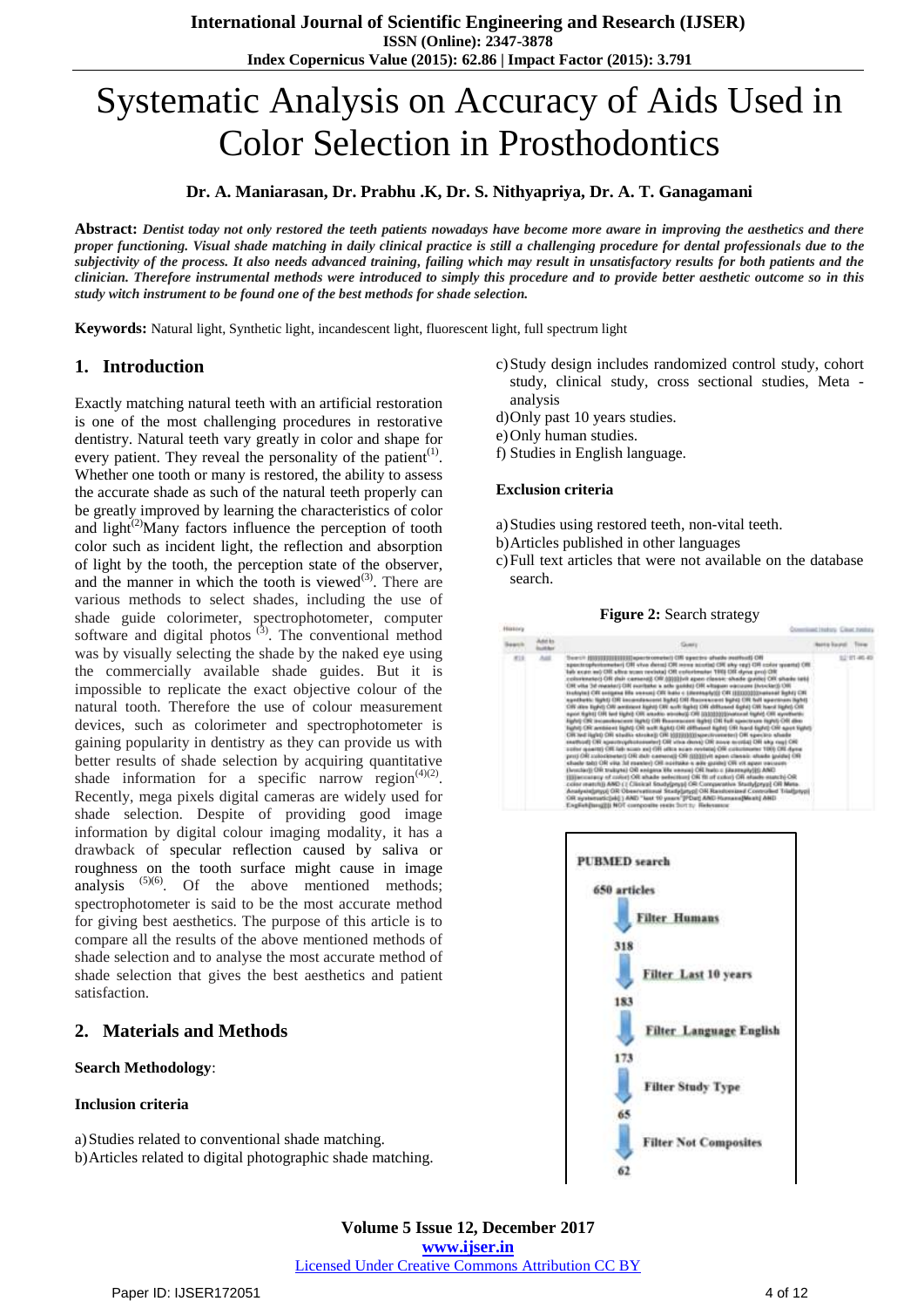# Systematic Analysis on Accuracy of Aids Used in Color Selection in Prosthodontics

**Dr. A. Maniarasan, Dr. Prabhu .K, Dr. S. Nithyapriya, Dr. A. T. Ganagamani**

**Abstract:** ***Dentist today not only restored the teeth patients nowadays have become more aware in improving the aesthetics and there proper functioning. Visual shade matching in daily clinical practice is still a challenging procedure for dental professionals due to the subjectivity of the process. It also needs advanced training, failing which may result in unsatisfactory results for both patients and the clinician. Therefore instrumental methods were introduced to simply this procedure and to provide better aesthetic outcome so in this study witch instrument to be found one of the best methods for shade selection.***

**Keywords:** Natural light, Synthetic light, incandescent light, fluorescent light, full spectrum light

## 1. Introduction

Exactly matching natural teeth with an artificial restoration is one of the most challenging procedures in restorative dentistry. Natural teeth vary greatly in color and shape for every patient. They reveal the personality of the patient[1]. Whether one tooth or many is restored, the ability to assess the accurate shade as such of the natural teeth properly can be greatly improved by learning the characteristics of color and light[2]Many factors influence the perception of tooth color such as incident light, the reflection and absorption of light by the tooth, the perception state of the observer, and the manner in which the tooth is viewed[3]. There are various methods to select shades, including the use of shade guide colorimeter, spectrophotometer, computer software and digital photos [3]. The conventional method was by visually selecting the shade by the naked eye using the commercially available shade guides. But it is impossible to replicate the exact objective colour of the natural tooth. Therefore the use of colour measurement devices, such as colorimeter and spectrophotometer is gaining popularity in dentistry as they can provide us with better results of shade selection by acquiring quantitative shade information for a specific narrow region[4][2]. Recently, mega pixels digital cameras are widely used for shade selection. Despite of providing good image information by digital colour imaging modality, it has a drawback of specular reflection caused by saliva or roughness on the tooth surface might cause in image analysis [5][6]. Of the above mentioned methods; spectrophotometer is said to be the most accurate method for giving best aesthetics. The purpose of this article is to compare all the results of the above mentioned methods of shade selection and to analyse the most accurate method of shade selection that gives the best aesthetics and patient satisfaction.

## 2. Materials and Methods

**Search Methodology**:

**Inclusion criteria**

a) Studies related to conventional shade matching.
b) Articles related to digital photographic shade matching.
c) Study design includes randomized control study, cohort study, clinical study, cross sectional studies, Meta - analysis
d) Only past 10 years studies.
e) Only human studies.
f) Studies in English language.

**Exclusion criteria**

a) Studies using restored teeth, non-vital teeth.
b) Articles published in other languages
c) Full text articles that were not available on the database search.

**Figure 2:** Search strategy

PUBMED search
650 articles
Filter Humans
318
Filter Last 10 years
183
Filter Language English
173
Filter Study Type
65
Filter Not Composites
62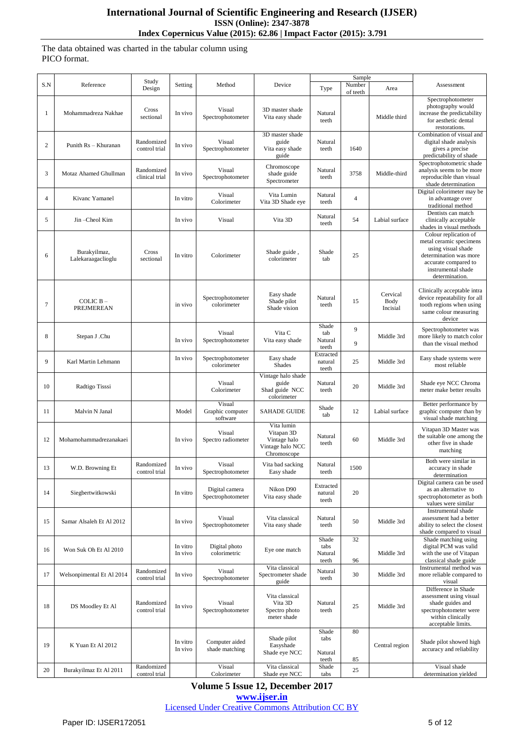The data obtained was charted in the tabular column using PICO format.

| S.N | Reference | Study Design | Setting | Method | Device | Sample | | | Assessment |
|---|---|---|---|---|---|---|---|---|---|
| | | | | | | Type | Number of teeth | Area | |
| 1 | Mohammadreza Nakhae | Cross sectional | In vivo | Visual Spectrophotometer | 3D master shade Vita easy shade | Natural teeth | | Middle third | Spectrophotometer photography would increase the predictability for aesthetic dental restorations. |
| 2 | Punith Rs – Khuranan | Randomized control trial | In vivo | Visual Spectrophotometer | 3D master shade guide Vita easy shade guide | Natural teeth | 1640 | | Combination of visual and digital shade analysis gives a precise predictability of shade |
| 3 | Motaz Ahamed Ghullman | Randomized clinical trial | In vivo | Visual Spectrophotometer | Chromoscope shade guide Spectrometer | Natural teeth | 3758 | Middle-third | Spectrophotometric shade analysis seems to be more reproducible than visual shade determination |
| 4 | Kivanc Yamanel | | In vitro | Visual Colorimeter | Vita Lumin Vita 3D Shade eye | Natural teeth | 4 | | Digital colorimeter may be in advantage over traditional method |
| 5 | Jin –Cheol Kim | | In vivo | Visual | Vita 3D | Natural teeth | 54 | Labial surface | Dentists can match clinically acceptable shades in visual methods |
| 6 | Burakyilmaz, Lalekaraagaclioglu | Cross sectional | In vitro | Colorimeter | Shade guide , colorimeter | Shade tab | 25 | | Colour replication of metal ceramic specimens using visual shade determination was more accurate compared to instrumental shade determination. |
| 7 | COLIC B – PREJMEREAN | | in vivo | Spectrophotometer colorimeter | Easy shade Shade pilot Shade vision | Natural teeth | 15 | Cervical Body Incisial | Clinically acceptable intra device repeatability for all tooth regions when using same colour measuring device |
| 8 | Stepan J .Chu | | In vivo | Visual Spectrophotometer | Vita C Vita easy shade | Shade tab Natural teeth | 9 9 | Middle 3rd | Spectrophotometer was more likely to match color than the visual method |
| 9 | Karl Martin Lehmann | | In vivo | Spectrophotometer colorimeter | Easy shade Shades | Extracted natural teeth | 25 | Middle 3rd | Easy shade systems were most reliable |
| 10 | Radtigo Tisssi | | | Visual Colorimeter | Vintage halo shade guide Shad guide NCC colorimeter | Natural teeth | 20 | Middle 3rd | Shade eye NCC Chroma meter make better results |
| 11 | Malvin N Janal | | Model | Visual Graphic computer software | SAHADE GUIDE | Shade tab | 12 | Labial surface | Better performance by graphic computer than by visual shade matching |
| 12 | Mohamohammadrezanakaei | | In vivo | Visual Spectro radiometer | Vita lumin Vitapan 3D Vintage halo Vintage halo NCC Chromoscope | Natural teeth | 60 | Middle 3rd | Vitapan 3D Master was the suitable one among the other five in shade matching |
| 13 | W.D. Browning Et | Randomized control trial | In vivo | Visual Spectrophotometer | Vita bad sacking Easy shade | Natural teeth | 1500 | | Both were similar in accuracy in shade determination |
| 14 | Siegbertwitkowski | | In vitro | Digital camera Spectrophotometer | Nikon D90 Vita easy shade | Extracted natural teeth | 20 | | Digital camera can be used as an alternative to spectrophotometer as both values were similar |
| 15 | Samar Alsaleh Et Al 2012 | | In vivo | Visual Spectrophotometer | Vita classical Vita easy shade | Natural teeth | 50 | Middle 3rd | Instrumental shade assessment had a better ability to select the closest shade compared to visual |
| 16 | Won Suk Oh Et Al 2010 | | In vitro In vivo | Digital photo colorimetric | Eye one match | Shade tabs Natural teeth | 32 96 | Middle 3rd | Shade matching using digital PCM was valid with the use of Vitapan classical shade guide |
| 17 | Welsonpimental Et Al 2014 | Randomized control trial | In vivo | Visual Spectrophotometer | Vita classical Spectrometer shade guide | Natural teeth | 30 | Middle 3rd | Instrumental method was more reliable compared to visual |
| 18 | DS Moodley Et Al | Randomized control trial | In vivo | Visual Spectrophotometer | Vita classical Vita 3D Spectro photo meter shade | Natural teeth | 25 | Middle 3rd | Difference in Shade assessment using visual shade guides and spectrophotometer were within clinically acceptable limits. |
| 19 | K Yuan Et Al 2012 | | In vitro In vivo | Computer aided shade matching | Shade pilot Easyshade Shade eye NCC | Shade tabs Natural teeth | 80 85 | Central region | Shade pilot showed high accuracy and reliability |
| 20 | Burakyilmaz Et Al 2011 | Randomized control trial | | Visual Colorimeter | Vita classical Shade eye NCC | Shade tabs | 25 | | Visual shade determination yielded |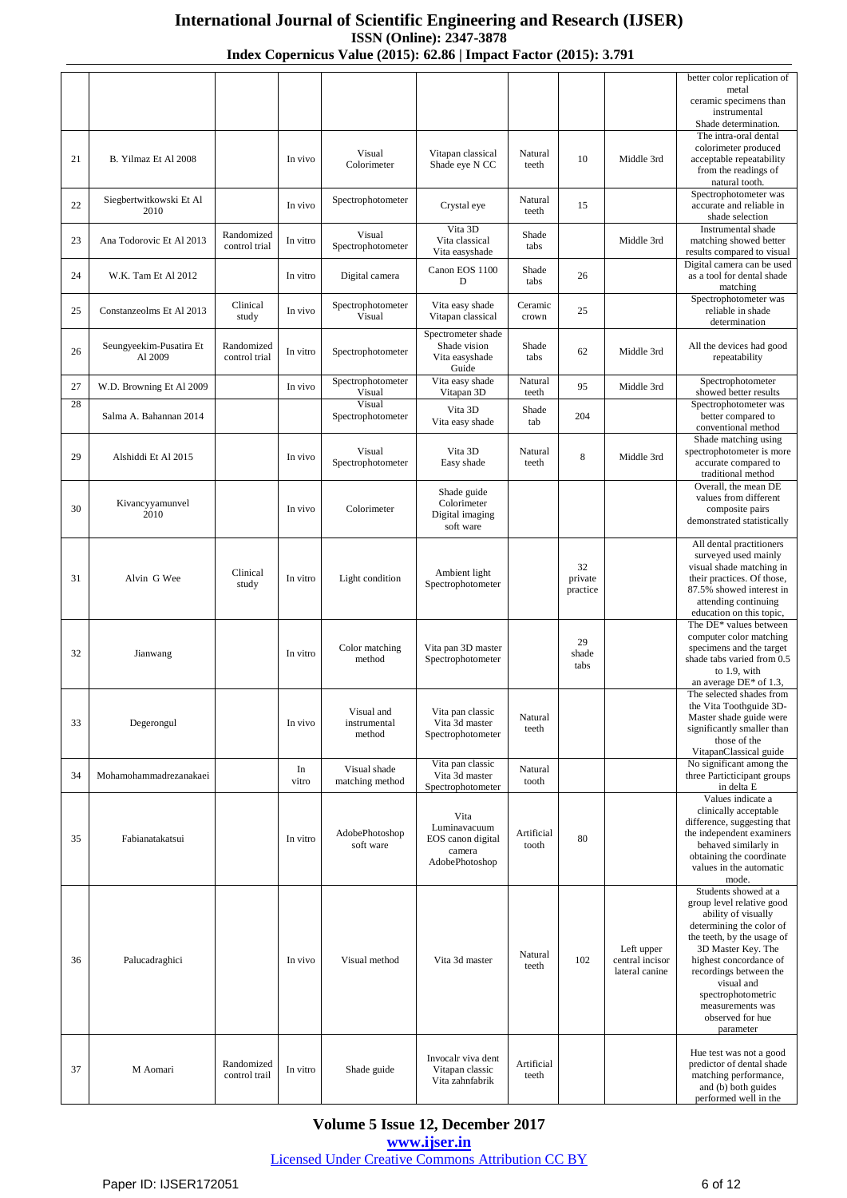| | | | | | | | | | better color replication of metal ceramic specimens than instrumental Shade determination. |
|---|---|---|---|---|---|---|---|---|---|
| 21 | B. Yilmaz Et Al 2008 | | In vivo | Visual Colorimeter | Vitapan classical Shade eye N CC | Natural teeth | 10 | Middle 3rd | The intra-oral dental colorimeter produced acceptable repeatability from the readings of natural tooth. |
| 22 | Siegbertwitkowski Et Al 2010 | | In vivo | Spectrophotometer | Crystal eye | Natural teeth | 15 | | Spectrophotometer was accurate and reliable in shade selection |
| 23 | Ana Todorovic Et Al 2013 | Randomized control trial | In vitro | Visual Spectrophotometer | Vita 3D Vita classical Vita easyshade | Shade tabs | | Middle 3rd | Instrumental shade matching showed better results compared to visual |
| 24 | W.K. Tam Et Al 2012 | | In vitro | Digital camera | Canon EOS 1100 D | Shade tabs | 26 | | Digital camera can be used as a tool for dental shade matching |
| 25 | Constanzeolms Et Al 2013 | Clinical study | In vivo | Spectrophotometer Visual | Vita easy shade Vitapan classical | Ceramic crown | 25 | | Spectrophotometer was reliable in shade determination |
| 26 | Seungyeekim-Pusatira Et Al 2009 | Randomized control trial | In vitro | Spectrophotometer | Spectrometer shade Shade vision Vita easyshade Guide | Shade tabs | 62 | Middle 3rd | All the devices had good repeatability |
| 27 | W.D. Browning Et Al 2009 | | In vivo | Spectrophotometer Visual | Vita easy shade Vitapan 3D | Natural teeth | 95 | Middle 3rd | Spectrophotometer showed better results |
| 28 | Salma A. Bahannan 2014 | | | Visual Spectrophotometer | Vita 3D Vita easy shade | Shade tab | 204 | | Spectrophotometer was better compared to conventional method |
| 29 | Alshiddi Et Al 2015 | | In vivo | Visual Spectrophotometer | Vita 3D Easy shade | Natural teeth | 8 | Middle 3rd | Shade matching using spectrophotometer is more accurate compared to traditional method |
| 30 | Kivancyyamunvel 2010 | | In vivo | Colorimeter | Shade guide Colorimeter Digital imaging soft ware | | | | Overall, the mean DE values from different composite pairs demonstrated statistically |
| 31 | Alvin G Wee | Clinical study | In vitro | Light condition | Ambient light Spectrophotometer | | 32 private practice | | All dental practitioners surveyed used mainly visual shade matching in their practices. Of those, 87.5% showed interest in attending continuing education on this topic, |
| 32 | Jianwang | | In vitro | Color matching method | Vita pan 3D master Spectrophotometer | | 29 shade tabs | | The DE* values between computer color matching specimens and the target shade tabs varied from 0.5 to 1.9, with an average DE* of 1.3, |
| 33 | Degerongul | | In vivo | Visual and instrumental method | Vita pan classic Vita 3d master Spectrophotometer | Natural teeth | | | The selected shades from the Vita Toothguide 3D-Master shade guide were significantly smaller than those of the VitapanClassical guide |
| 34 | Mohamohammadrezanakaei | | In vitro | Visual shade matching method | Vita pan classic Vita 3d master Spectrophotometer | Natural tooth | | | No significant among the three Particticipant groups in delta E |
| 35 | Fabianatakatsui | | In vitro | AdobePhotoshop soft ware | Vita Luminavacuum EOS canon digital camera AdobePhotoshop | Artificial tooth | 80 | | Values indicate a clinically acceptable difference, suggesting that the independent examiners behaved similarly in obtaining the coordinate values in the automatic mode. |
| 36 | Palucadraghici | | In vivo | Visual method | Vita 3d master | Natural teeth | 102 | Left upper central incisor lateral canine | Students showed at a group level relative good ability of visually determining the color of the teeth, by the usage of 3D Master Key. The highest concordance of recordings between the visual and spectrophotometric measurements was observed for hue parameter |
| 37 | M Aomari | Randomized control trail | In vitro | Shade guide | Invocalr viva dent Vitapan classic Vita zahnfabrik | Artificial teeth | | | Hue test was not a good predictor of dental shade matching performance, and (b) both guides performed well in the |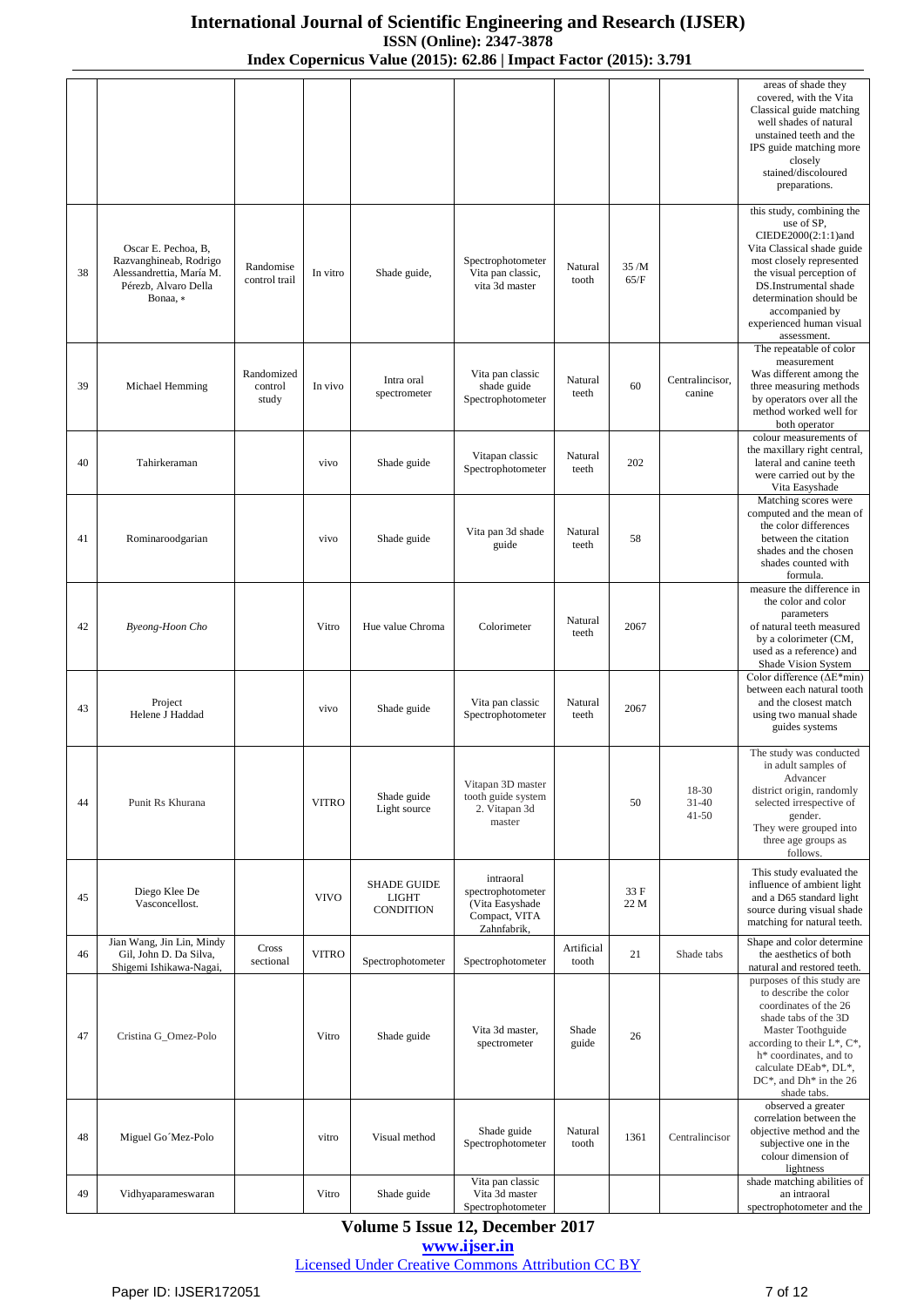| | | | | | | | | | |
|---|---|---|---|---|---|---|---|---|---|
| | | | | | | | | | areas of shade they covered, with the Vita Classical guide matching well shades of natural unstained teeth and the IPS guide matching more closely stained/discoloured preparations. |
| 38 | Oscar E. Pechoa, B, Razvanghineab, Rodrigo Alessandrettia, María M. Pérezb, Alvaro Della Bonaa, * | Randomise control trail | In vitro | Shade guide, | Spectrophotometer Vita pan classic, vita 3d master | Natural tooth | 35 /M 65/F | | this study, combining the use of SP, CIEDE2000(2:1:1)and Vita Classical shade guide most closely represented the visual perception of DS.Instrumental shade determination should be accompanied by experienced human visual assessment. |
| 39 | Michael Hemming | Randomized control study | In vivo | Intra oral spectrometer | Vita pan classic shade guide Spectrophotometer | Natural teeth | 60 | Centralincisor, canine | The repeatable of color measurement Was different among the three measuring methods by operators over all the method worked well for both operator |
| 40 | Tahirkeraman | | vivo | Shade guide | Vitapan classic Spectrophotometer | Natural teeth | 202 | | colour measurements of the maxillary right central, lateral and canine teeth were carried out by the Vita Easyshade |
| 41 | Rominaroodgarian | | vivo | Shade guide | Vita pan 3d shade guide | Natural teeth | 58 | | Matching scores were computed and the mean of the color differences between the citation shades and the chosen shades counted with formula. |
| 42 | *Byeong-Hoon Cho* | | Vitro | Hue value Chroma | Colorimeter | Natural teeth | 2067 | | measure the difference in the color and color parameters of natural teeth measured by a colorimeter (CM, used as a reference) and Shade Vision System |
| 43 | Project Helene J Haddad | | vivo | Shade guide | Vita pan classic Spectrophotometer | Natural teeth | 2067 | | Color difference ($\Delta E^*min$) between each natural tooth and the closest match using two manual shade guides systems |
| 44 | Punit Rs Khurana | | VITRO | Shade guide Light source | Vitapan 3D master tooth guide system 2. Vitapan 3d master | | 50 | 18-30 31-40 41-50 | The study was conducted in adult samples of Advancer district origin, randomly selected irrespective of gender. They were grouped into three age groups as follows. |
| 45 | Diego Klee De Vasconcellost. | | VIVO | SHADE GUIDE LIGHT CONDITION | intraoral spectrophotometer (Vita Easyshade Compact, VITA Zahnfabrik, | | 33 F 22 M | | This study evaluated the influence of ambient light and a D65 standard light source during visual shade matching for natural teeth. |
| 46 | Jian Wang, Jin Lin, Mindy Gil, John D. Da Silva, Shigemi Ishikawa-Nagai, | Cross sectional | VITRO | Spectrophotometer | Spectrophotometer | Artificial tooth | 21 | Shade tabs | Shape and color determine the aesthetics of both natural and restored teeth. |
| 47 | Cristina G_Omez-Polo | | Vitro | Shade guide | Vita 3d master, spectrometer | Shade guide | 26 | | purposes of this study are to describe the color coordinates of the 26 shade tabs of the 3D Master Toothguide according to their L*, C*, h* coordinates, and to calculate DEab*, DL*, DC*, and Dh* in the 26 shade tabs. |
| 48 | Miguel Go´Mez-Polo | | vitro | Visual method | Shade guide Spectrophotometer | Natural tooth | 1361 | Centralincisor | observed a greater correlation between the objective method and the subjective one in the colour dimension of lightness |
| 49 | Vidhyaparameswaran | | Vitro | Shade guide | Vita pan classic Vita 3d master Spectrophotometer | | | | shade matching abilities of an intraoral spectrophotometer and the |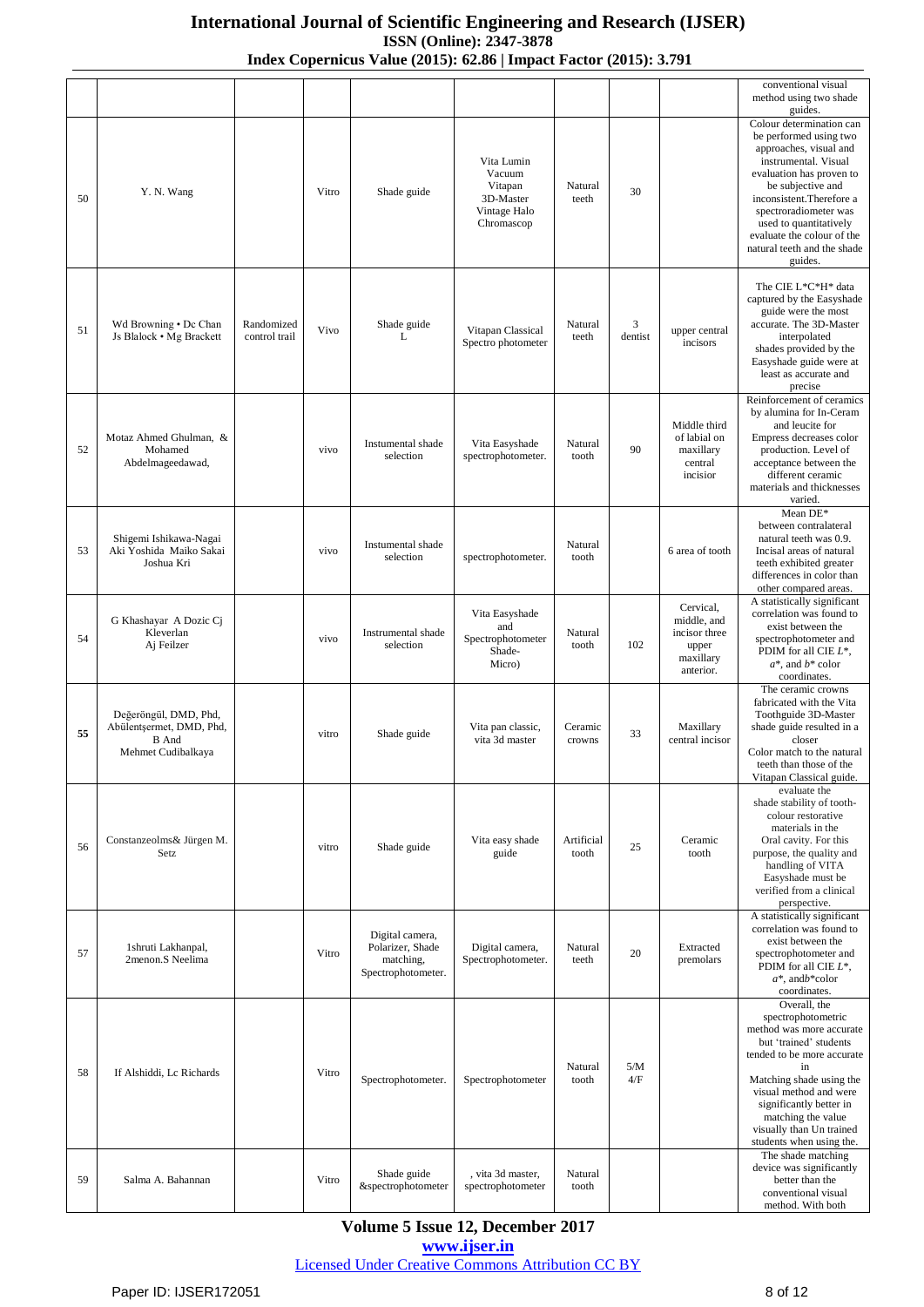| | | | | | | | | | |
|---|---|---|---|---|---|---|---|---|---|
| | | | | | | | | | conventional visual method using two shade guides. |
| 50 | Y. N. Wang | | Vitro | Shade guide | Vita Lumin Vacuum Vitapan 3D-Master Vintage Halo Chromascop | Natural teeth | 30 | | Colour determination can be performed using two approaches, visual and instrumental. Visual evaluation has proven to be subjective and inconsistent.Therefore a spectroradiometer was used to quantitatively evaluate the colour of the natural teeth and the shade guides. |
| 51 | Wd Browning • Dc Chan Js Blalock • Mg Brackett | Randomized control trail | Vivo | Shade guide L | Vitapan Classical Spectro photometer | Natural teeth | 3 dentist | upper central incisors | The CIE L*C*H* data captured by the Easyshade guide were the most accurate. The 3D-Master interpolated shades provided by the Easyshade guide were at least as accurate and precise |
| 52 | Motaz Ahmed Ghulman, & Mohamed Abdelmageedawad, | | vivo | Instumental shade selection | Vita Easyshade spectrophotometer. | Natural tooth | 90 | Middle third of labial on maxillary central incisior | Reinforcement of ceramics by alumina for In-Ceram and leucite for Empress decreases color production. Level of acceptance between the different ceramic materials and thicknesses varied. |
| 53 | Shigemi Ishikawa-Nagai Aki Yoshida Maiko Sakai Joshua Kri | | vivo | Instumental shade selection | spectrophotometer. | Natural tooth | | 6 area of tooth | Mean DE* between contralateral natural teeth was 0.9. Incisal areas of natural teeth exhibited greater differences in color than other compared areas. |
| 54 | G Khashayar A Dozic Cj Kleverlan Aj Feilzer | | vivo | Instrumental shade selection | Vita Easyshade and Spectrophotometer Shade-Micro) | Natural tooth | 102 | Cervical, middle, and incisor three upper maxillary anterior. | A statistically significant correlation was found to exist between the spectrophotometer and PDIM for all CIE *L*\*, *a*\*, and *b*\* color coordinates. |
| **55** | Değeröngül, DMD, Phd, Abülentşermet, DMD, Phd, B And Mehmet Cudibalkaya | | vitro | Shade guide | Vita pan classic, vita 3d master | Ceramic crowns | 33 | Maxillary central incisor | The ceramic crowns fabricated with the Vita Toothguide 3D-Master shade guide resulted in a closer Color match to the natural teeth than those of the Vitapan Classical guide. |
| 56 | Constanzeolms& Jürgen M. Setz | | vitro | Shade guide | Vita easy shade guide | Artificial tooth | 25 | Ceramic tooth | evaluate the shade stability of tooth-colour restorative materials in the Oral cavity. For this purpose, the quality and handling of VITA Easyshade must be verified from a clinical perspective. |
| 57 | 1shruti Lakhanpal, 2menon.S Neelima | | Vitro | Digital camera, Polarizer, Shade matching, Spectrophotometer. | Digital camera, Spectrophotometer. | Natural teeth | 20 | Extracted premolars | A statistically significant correlation was found to exist between the spectrophotometer and PDIM for all CIE *L*\*, *a*\*, and*b*\*color coordinates. |
| 58 | If Alshiddi, Lc Richards | | Vitro | Spectrophotometer. | Spectrophotometer | Natural tooth | 5/M 4/F | | Overall, the spectrophotometric method was more accurate but 'trained' students tended to be more accurate in Matching shade using the visual method and were significantly better in matching the value visually than Un trained students when using the. |
| 59 | Salma A. Bahannan | | Vitro | Shade guide &spectrophotometer | , vita 3d master, spectrophotometer | Natural tooth | | | The shade matching device was significantly better than the conventional visual method. With both |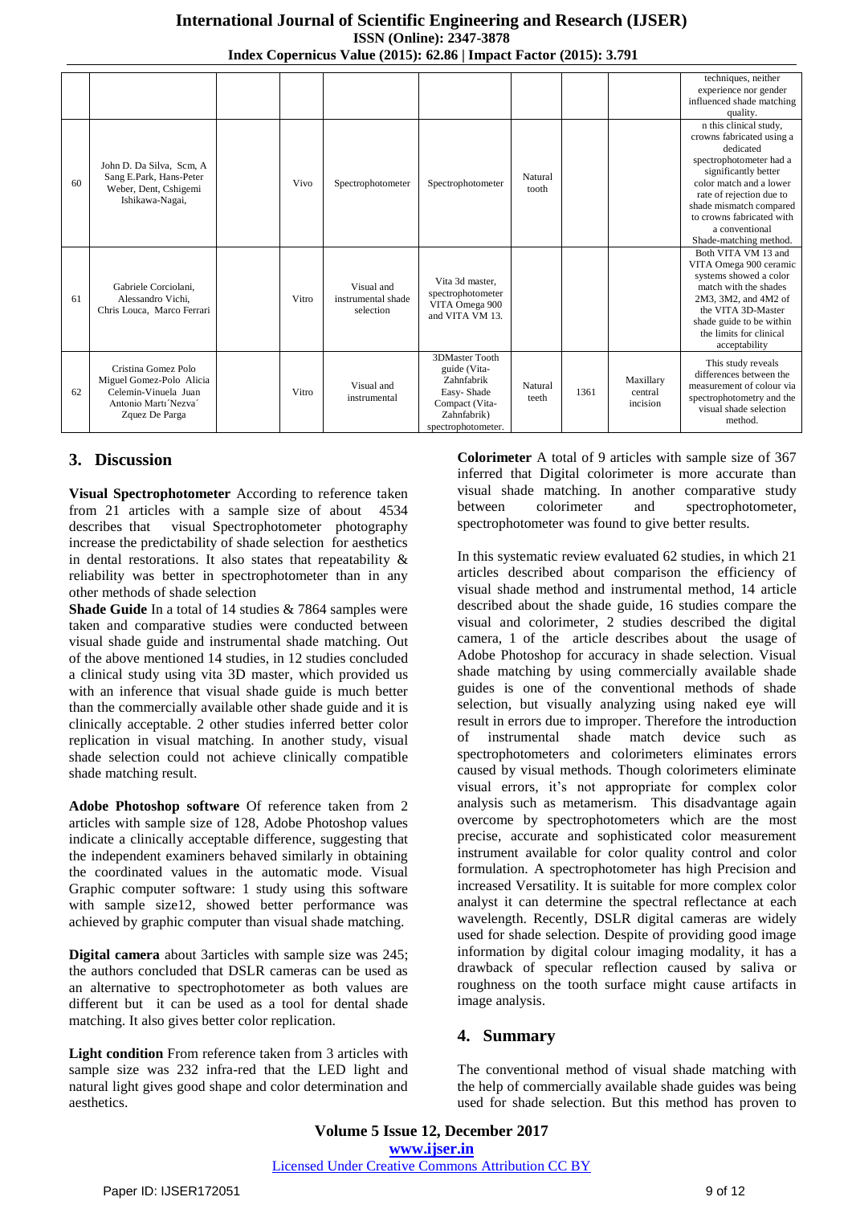| | | | | | | | | | |
|---|---|---|---|---|---|---|---|---|---|
| | | | | | | | | | techniques, neither experience nor gender influenced shade matching quality. |
| 60 | John D. Da Silva, Scm, A Sang E.Park, Hans-Peter Weber, Dent, Cshigemi Ishikawa-Nagai, | | Vivo | Spectrophotometer | Spectrophotometer | Natural tooth | | | n this clinical study, crowns fabricated using a dedicated spectrophotometer had a significantly better color match and a lower rate of rejection due to shade mismatch compared to crowns fabricated with a conventional Shade-matching method. |
| 61 | Gabriele Corciolani, Alessandro Vichi, Chris Louca, Marco Ferrari | | Vitro | Visual and instrumental shade selection | Vita 3d master, spectrophotometer VITA Omega 900 and VITA VM 13. | | | | Both VITA VM 13 and VITA Omega 900 ceramic systems showed a color match with the shades 2M3, 3M2, and 4M2 of the VITA 3D-Master shade guide to be within the limits for clinical acceptability |
| 62 | Cristina Gomez Polo Miguel Gomez-Polo Alicia Celemin-Vinuela Juan Antonio Martı´Nezva´ Zquez De Parga | | Vitro | Visual and instrumental | 3DMaster Tooth guide (Vita-Zahnfabrik Easy- Shade Compact (Vita-Zahnfabrik) spectrophotometer. | Natural teeth | 1361 | Maxillary central incision | This study reveals differences between the measurement of colour via spectrophotometry and the visual shade selection method. |

## 3. Discussion

**Visual Spectrophotometer** According to reference taken from 21 articles with a sample size of about 4534 describes that visual Spectrophotometer photography increase the predictability of shade selection for aesthetics in dental restorations. It also states that repeatability & reliability was better in spectrophotometer than in any other methods of shade selection

**Shade Guide** In a total of 14 studies & 7864 samples were taken and comparative studies were conducted between visual shade guide and instrumental shade matching. Out of the above mentioned 14 studies, in 12 studies concluded a clinical study using vita 3D master, which provided us with an inference that visual shade guide is much better than the commercially available other shade guide and it is clinically acceptable. 2 other studies inferred better color replication in visual matching. In another study, visual shade selection could not achieve clinically compatible shade matching result.

**Adobe Photoshop software** Of reference taken from 2 articles with sample size of 128, Adobe Photoshop values indicate a clinically acceptable difference, suggesting that the independent examiners behaved similarly in obtaining the coordinated values in the automatic mode. Visual Graphic computer software: 1 study using this software with sample size12, showed better performance was achieved by graphic computer than visual shade matching.

**Digital camera** about 3articles with sample size was 245; the authors concluded that DSLR cameras can be used as an alternative to spectrophotometer as both values are different but it can be used as a tool for dental shade matching. It also gives better color replication.

**Light condition** From reference taken from 3 articles with sample size was 232 infra-red that the LED light and natural light gives good shape and color determination and aesthetics.

**Colorimeter** A total of 9 articles with sample size of 367 inferred that Digital colorimeter is more accurate than visual shade matching. In another comparative study between colorimeter and spectrophotometer, spectrophotometer was found to give better results.

In this systematic review evaluated 62 studies, in which 21 articles described about comparison the efficiency of visual shade method and instrumental method, 14 article described about the shade guide, 16 studies compare the visual and colorimeter, 2 studies described the digital camera, 1 of the article describes about the usage of Adobe Photoshop for accuracy in shade selection. Visual shade matching by using commercially available shade guides is one of the conventional methods of shade selection, but visually analyzing using naked eye will result in errors due to improper. Therefore the introduction of instrumental shade match device such as spectrophotometers and colorimeters eliminates errors caused by visual methods. Though colorimeters eliminate visual errors, it's not appropriate for complex color analysis such as metamerism. This disadvantage again overcome by spectrophotometers which are the most precise, accurate and sophisticated color measurement instrument available for color quality control and color formulation. A spectrophotometer has high Precision and increased Versatility. It is suitable for more complex color analyst it can determine the spectral reflectance at each wavelength. Recently, DSLR digital cameras are widely used for shade selection. Despite of providing good image information by digital colour imaging modality, it has a drawback of specular reflection caused by saliva or roughness on the tooth surface might cause artifacts in image analysis.

## 4. Summary

The conventional method of visual shade matching with the help of commercially available shade guides was being used for shade selection. But this method has proven to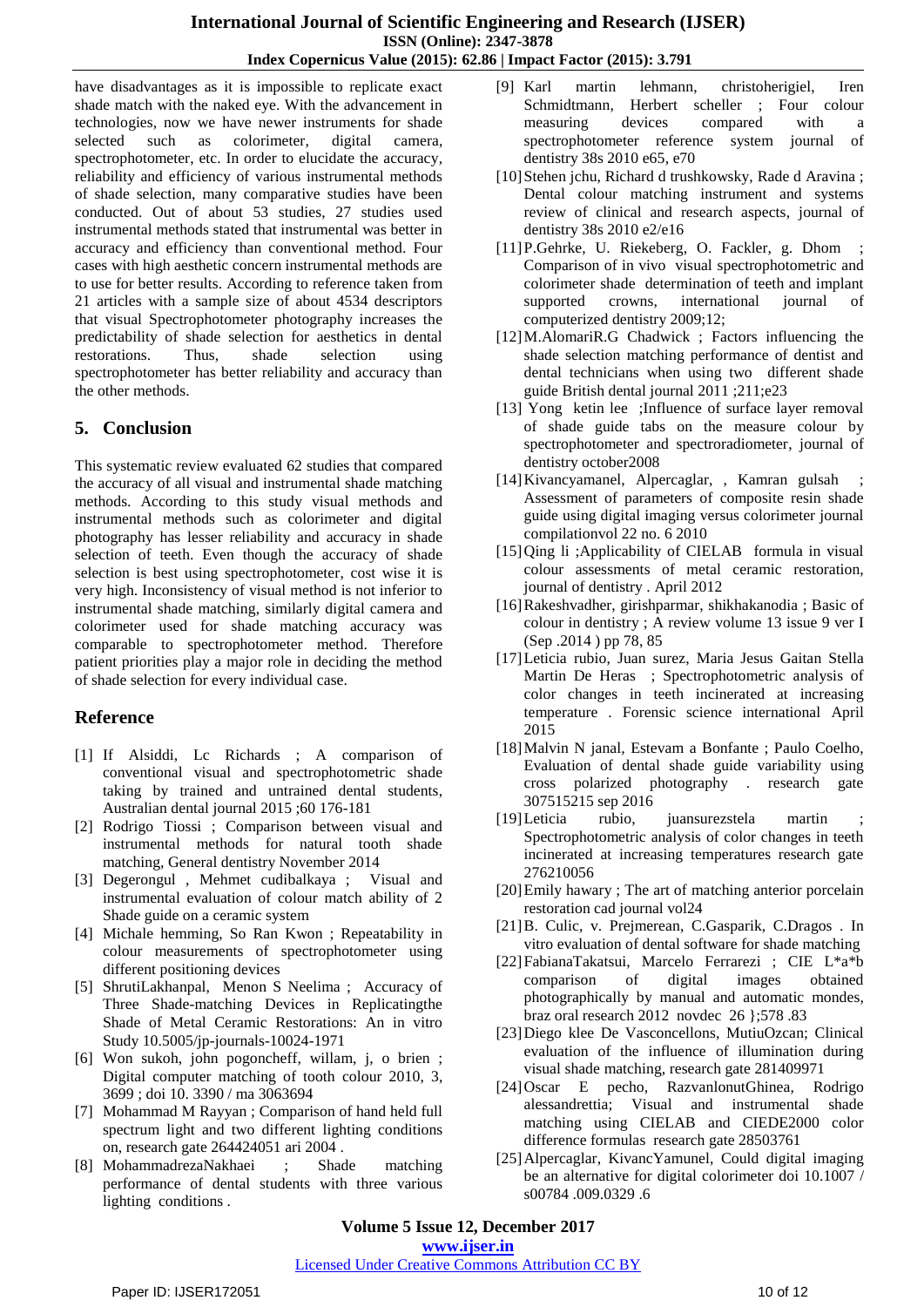have disadvantages as it is impossible to replicate exact shade match with the naked eye. With the advancement in technologies, now we have newer instruments for shade selected such as colorimeter, digital camera, spectrophotometer, etc. In order to elucidate the accuracy, reliability and efficiency of various instrumental methods of shade selection, many comparative studies have been conducted. Out of about 53 studies, 27 studies used instrumental methods stated that instrumental was better in accuracy and efficiency than conventional method. Four cases with high aesthetic concern instrumental methods are to use for better results. According to reference taken from 21 articles with a sample size of about 4534 descriptors that visual Spectrophotometer photography increases the predictability of shade selection for aesthetics in dental restorations. Thus, shade selection using spectrophotometer has better reliability and accuracy than the other methods.

## 5. Conclusion

This systematic review evaluated 62 studies that compared the accuracy of all visual and instrumental shade matching methods. According to this study visual methods and instrumental methods such as colorimeter and digital photography has lesser reliability and accuracy in shade selection of teeth. Even though the accuracy of shade selection is best using spectrophotometer, cost wise it is very high. Inconsistency of visual method is not inferior to instrumental shade matching, similarly digital camera and colorimeter used for shade matching accuracy was comparable to spectrophotometer method. Therefore patient priorities play a major role in deciding the method of shade selection for every individual case.

## Reference

[1] If Alsiddi, Lc Richards ; A comparison of conventional visual and spectrophotometric shade taking by trained and untrained dental students, Australian dental journal 2015 ;60 176-181

[2] Rodrigo Tiossi ; Comparison between visual and instrumental methods for natural tooth shade matching, General dentistry November 2014

[3] Degerongul , Mehmet cudibalkaya ; Visual and instrumental evaluation of colour match ability of 2 Shade guide on a ceramic system

[4] Michale hemming, So Ran Kwon ; Repeatability in colour measurements of spectrophotometer using different positioning devices

[5] ShrutiLakhanpal, Menon S Neelima ; Accuracy of Three Shade-matching Devices in Replicatingthe Shade of Metal Ceramic Restorations: An in vitro Study 10.5005/jp-journals-10024-1971

[6] Won sukoh, john pogoncheff, willam, j, o brien ; Digital computer matching of tooth colour 2010, 3, 3699 ; doi 10. 3390 / ma 3063694

[7] Mohammad M Rayyan ; Comparison of hand held full spectrum light and two different lighting conditions on, research gate 264424051 ari 2004 .

[8] MohammadrezaNakhaei ; Shade matching performance of dental students with three various lighting conditions .

[9] Karl martin lehmann, christoherigiel, Iren Schmidtmann, Herbert scheller ; Four colour measuring devices compared with a spectrophotometer reference system journal of dentistry 38s 2010 e65, e70

[10] Stehen jchu, Richard d trushkowsky, Rade d Aravina ; Dental colour matching instrument and systems review of clinical and research aspects, journal of dentistry 38s 2010 e2/e16

[11] P.Gehrke, U. Riekeberg, O. Fackler, g. Dhom ; Comparison of in vivo visual spectrophotometric and colorimeter shade determination of teeth and implant supported crowns, international journal of computerized dentistry 2009;12;

[12] M.AlomariR.G Chadwick ; Factors influencing the shade selection matching performance of dentist and dental technicians when using two different shade guide British dental journal 2011 ;211;e23

[13] Yong ketin lee ;Influence of surface layer removal of shade guide tabs on the measure colour by spectrophotometer and spectroradiometer, journal of dentistry october2008

[14] Kivancyamanel, Alpercaglar, , Kamran gulsah ; Assessment of parameters of composite resin shade guide using digital imaging versus colorimeter journal compilationvol 22 no. 6 2010

[15] Qing li ;Applicability of CIELAB formula in visual colour assessments of metal ceramic restoration, journal of dentistry . April 2012

[16] Rakeshvadher, girishparmar, shikhakanodia ; Basic of colour in dentistry ; A review volume 13 issue 9 ver I (Sep .2014 ) pp 78, 85

[17] Leticia rubio, Juan surez, Maria Jesus Gaitan Stella Martin De Heras ; Spectrophotometric analysis of color changes in teeth incinerated at increasing temperature . Forensic science international April 2015

[18] Malvin N janal, Estevam a Bonfante ; Paulo Coelho, Evaluation of dental shade guide variability using cross polarized photography . research gate 307515215 sep 2016

[19] Leticia rubio, juansurezstela martin ; Spectrophotometric analysis of color changes in teeth incinerated at increasing temperatures research gate 276210056

[20] Emily hawary ; The art of matching anterior porcelain restoration cad journal vol24

[21] B. Culic, v. Prejmerean, C.Gasparik, C.Dragos . In vitro evaluation of dental software for shade matching

[22] FabianaTakatsui, Marcelo Ferrarezi ; CIE L*a*b comparison of digital images obtained photographically by manual and automatic mondes, braz oral research 2012 novdec 26 };578 .83

[23] Diego klee De Vasconcellons, MutiuOzcan; Clinical evaluation of the influence of illumination during visual shade matching, research gate 281409971

[24] Oscar E pecho, RazvanlonutGhinea, Rodrigo alessandrettia; Visual and instrumental shade matching using CIELAB and CIEDE2000 color difference formulas research gate 28503761

[25] Alpercaglar, KivancYamunel, Could digital imaging be an alternative for digital colorimeter doi 10.1007 / s00784 .009.0329 .6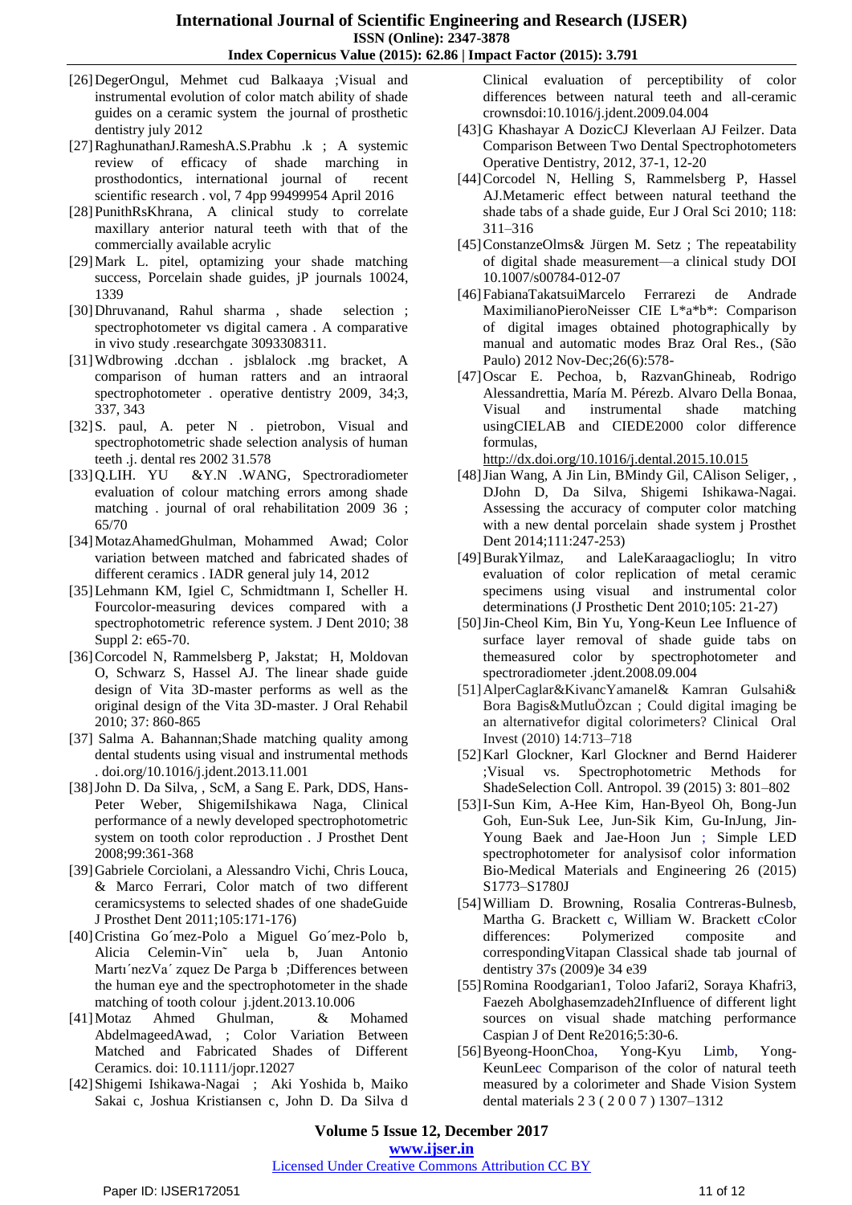[26] DegerOngul, Mehmet cud Balkaaya ;Visual and instrumental evolution of color match ability of shade guides on a ceramic system the journal of prosthetic dentistry july 2012

[27] RaghunathanJ.RameshA.S.Prabhu .k ; A systemic review of efficacy of shade marching in prosthodontics, international journal of recent scientific research . vol, 7 4pp 99499954 April 2016

[28] PunithRsKhrana, A clinical study to correlate maxillary anterior natural teeth with that of the commercially available acrylic

[29] Mark L. pitel, optamizing your shade matching success, Porcelain shade guides, jP journals 10024, 1339

[30] Dhruvanand, Rahul sharma , shade selection ; spectrophotometer vs digital camera . A comparative in vivo study .researchgate 3093308311.

[31] Wdbrowing .dcchan . jsblalock .mg bracket, A comparison of human ratters and an intraoral spectrophotometer . operative dentistry 2009, 34;3, 337, 343

[32] S. paul, A. peter N . pietrobon, Visual and spectrophotometric shade selection analysis of human teeth .j. dental res 2002 31.578

[33] Q.LIH. YU &Y.N .WANG, Spectroradiometer evaluation of colour matching errors among shade matching . journal of oral rehabilitation 2009 36 ; 65/70

[34] MotazAhamedGhulman, Mohammed Awad; Color variation between matched and fabricated shades of different ceramics . IADR general july 14, 2012

[35] Lehmann KM, Igiel C, Schmidtmann I, Scheller H. Fourcolor-measuring devices compared with a spectrophotometric reference system. J Dent 2010; 38 Suppl 2: e65-70.

[36] Corcodel N, Rammelsberg P, Jakstat; H, Moldovan O, Schwarz S, Hassel AJ. The linear shade guide design of Vita 3D-master performs as well as the original design of the Vita 3D-master. J Oral Rehabil 2010; 37: 860-865

[37] Salma A. Bahannan;Shade matching quality among dental students using visual and instrumental methods . doi.org/10.1016/j.jdent.2013.11.001

[38] John D. Da Silva, , ScM, a Sang E. Park, DDS, Hans-Peter Weber, ShigemiIshikawa Naga, Clinical performance of a newly developed spectrophotometric system on tooth color reproduction . J Prosthet Dent 2008;99:361-368

[39] Gabriele Corciolani, a Alessandro Vichi, Chris Louca, & Marco Ferrari, Color match of two different ceramicsystems to selected shades of one shadeGuide J Prosthet Dent 2011;105:171-176)

[40] Cristina Go´mez-Polo a Miguel Go´mez-Polo b, Alicia Celemin-Vin˜ uela b, Juan Antonio Martı´nezVa´ zquez De Parga b ;Differences between the human eye and the spectrophotometer in the shade matching of tooth colour j.jdent.2013.10.006

[41] Motaz Ahmed Ghulman, & Mohamed AbdelmageedAwad, ; Color Variation Between Matched and Fabricated Shades of Different Ceramics. doi: 10.1111/jopr.12027

[42] Shigemi Ishikawa-Nagai ; Aki Yoshida b, Maiko Sakai c, Joshua Kristiansen c, John D. Da Silva d Clinical evaluation of perceptibility of color differences between natural teeth and all-ceramic crowns doi:10.1016/j.jdent.2009.04.004

[43] G Khashayar A DozicCJ Kleverlaan AJ Feilzer. Data Comparison Between Two Dental Spectrophotometers Operative Dentistry, 2012, 37-1, 12-20

[44] Corcodel N, Helling S, Rammelsberg P, Hassel AJ.Metameric effect between natural teethand the shade tabs of a shade guide, Eur J Oral Sci 2010; 118: 311–316

[45] ConstanzeOlms& Jürgen M. Setz ; The repeatability of digital shade measurement—a clinical study DOI 10.1007/s00784-012-07

[46] FabianaTakatsuiMarcelo Ferrarezi de Andrade MaximilianoPieroNeisser CIE L*a*b*: Comparison of digital images obtained photographically by manual and automatic modes Braz Oral Res., (São Paulo) 2012 Nov-Dec;26(6):578-

[47] Oscar E. Pechoa, b, RazvanGhineab, Rodrigo Alessandrettia, María M. Pérezb. Alvaro Della Bonaa, Visual and instrumental shade matching usingCIELAB and CIEDE2000 color difference formulas, http://dx.doi.org/10.1016/j.dental.2015.10.015

[48] Jian Wang, A Jin Lin, BMindy Gil, CAlison Seliger, , DJohn D, Da Silva, Shigemi Ishikawa-Nagai. Assessing the accuracy of computer color matching with a new dental porcelain shade system j Prosthet Dent 2014;111:247-253)

[49] BurakYilmaz, and LaleKaraagaclioglu; In vitro evaluation of color replication of metal ceramic specimens using visual and instrumental color determinations (J Prosthetic Dent 2010;105: 21-27)

[50] Jin-Cheol Kim, Bin Yu, Yong-Keun Lee Influence of surface layer removal of shade guide tabs on themeasured color by spectrophotometer and spectroradiometer .jdent.2008.09.004

[51] AlperCaglar&KivancYamanel& Kamran Gulsahi& Bora Bagis&MutluÖzcan ; Could digital imaging be an alternativefor digital colorimeters? Clinical Oral Invest (2010) 14:713–718

[52] Karl Glockner, Karl Glockner and Bernd Haiderer ;Visual vs. Spectrophotometric Methods for ShadeSelection Coll. Antropol. 39 (2015) 3: 801–802

[53] I-Sun Kim, A-Hee Kim, Han-Byeol Oh, Bong-Jun Goh, Eun-Suk Lee, Jun-Sik Kim, Gu-InJung, Jin-Young Baek and Jae-Hoon Jun ; Simple LED spectrophotometer for analysisof color information Bio-Medical Materials and Engineering 26 (2015) S1773–S1780J

[54] William D. Browning, Rosalia Contreras-Bulnesb, Martha G. Brackett c, William W. Brackett cColor differences: Polymerized composite and correspondingVitapan Classical shade tab journal of dentistry 37s (2009)e 34 e39

[55] Romina Roodgarian1, Toloo Jafari2, Soraya Khafri3, Faezeh Abolghasemzadeh2Influence of different light sources on visual shade matching performance Caspian J of Dent Re2016;5:30-6.

[56] Byeong-HoonChoa, Yong-Kyu Limb, Yong-KeunLeec Comparison of the color of natural teeth measured by a colorimeter and Shade Vision System dental materials 2 3 ( 2 0 0 7 ) 1307–1312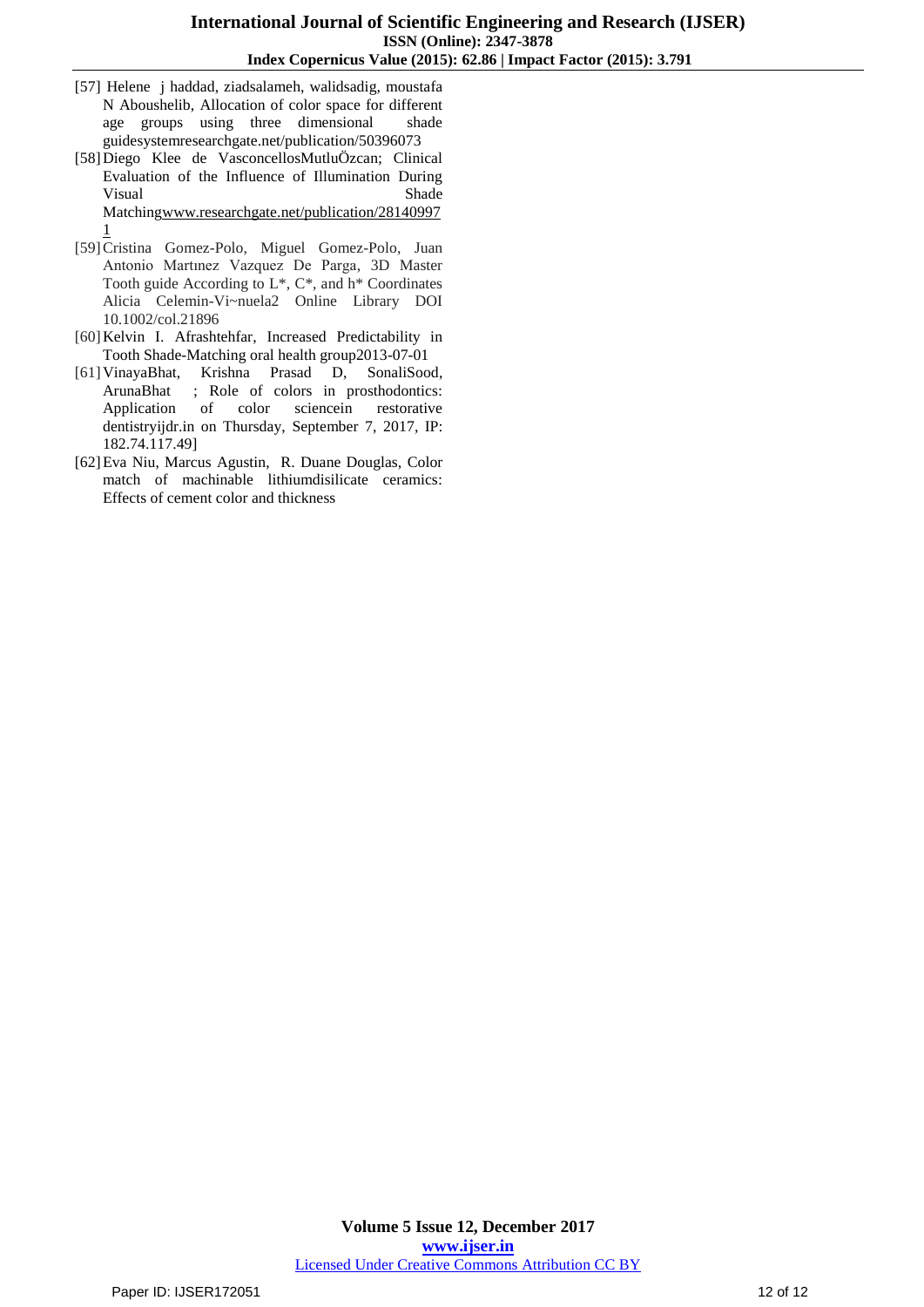[57] Helene j haddad, ziadsalameh, walidsadig, moustafa N Aboushelib, Allocation of color space for different age groups using three dimensional shade guidesystemresearchgate.net/publication/50396073

[58] Diego Klee de VasconcellosMutluÖzcan; Clinical Evaluation of the Influence of Illumination During Visual Shade Matchingwww.researchgate.net/publication/281409971

[59] Cristina Gomez-Polo, Miguel Gomez-Polo, Juan Antonio Martınez Vazquez De Parga, 3D Master Tooth guide According to L*, C*, and h* Coordinates Alicia Celemin-Vi~nuela2 Online Library DOI 10.1002/col.21896

[60] Kelvin I. Afrashtehfar, Increased Predictability in Tooth Shade-Matching oral health group2013-07-01

[61] VinayaBhat, Krishna Prasad D, SonaliSood, ArunaBhat ; Role of colors in prosthodontics: Application of color sciencein restorative dentistryijdr.in on Thursday, September 7, 2017, IP: 182.74.117.49]

[62] Eva Niu, Marcus Agustin, R. Duane Douglas, Color match of machinable lithiumdisilicate ceramics: Effects of cement color and thickness